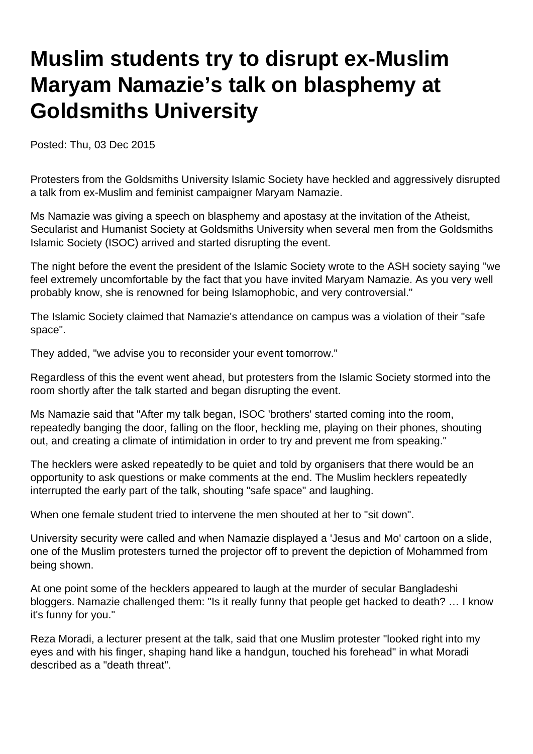# Muslim students try to disrupt ex-Muslim Maryam Namazie's talk on blasphemy at Goldsmiths University

Posted: Thu, 03 Dec 2015

Protesters from the Goldsmiths University Islamic Society have heckled and aggressively disrupted a talk from ex-Muslim and feminist campaigner Maryam Namazie.

Ms Namazie was giving a speech on blasphemy and apostasy at the invitation of the Atheist, Secularist and Humanist Society at Goldsmiths University when several men from the Goldsmiths Islamic Society (ISOC) arrived and started disrupting the event.

The night before the event the president of the Islamic Society wrote to the ASH society saying "we feel extremely uncomfortable by the fact that you have invited Maryam Namazie. As you very well probably know, she is renowned for being Islamophobic, and very controversial."

The Islamic Society claimed that Namazie's attendance on campus was a violation of their "safe space".

They added, "we advise you to reconsider your event tomorrow."

Regardless of this the event went ahead, but protesters from the Islamic Society stormed into the room shortly after the talk started and began disrupting the event.

Ms Namazie said that "After my talk began, ISOC 'brothers' started coming into the room, repeatedly banging the door, falling on the floor, heckling me, playing on their phones, shouting out, and creating a climate of intimidation in order to try and prevent me from speaking."

The hecklers were asked repeatedly to be quiet and told by organisers that there would be an opportunity to ask questions or make comments at the end. The Muslim hecklers repeatedly interrupted the early part of the talk, shouting "safe space" and laughing.

When one female student tried to intervene the men shouted at her to "sit down".

University security were called and when Namazie displayed a 'Jesus and Mo' cartoon on a slide, one of the Muslim protesters turned the projector off to prevent the depiction of Mohammed from being shown.

At one point some of the hecklers appeared to laugh at the murder of secular Bangladeshi bloggers. Namazie challenged them: "Is it really funny that people get hacked to death? … I know it's funny for you."

Reza Moradi, a lecturer present at the talk, said that one Muslim protester "looked right into my eyes and with his finger, shaping hand like a handgun, touched his forehead" in what Moradi described as a "death threat".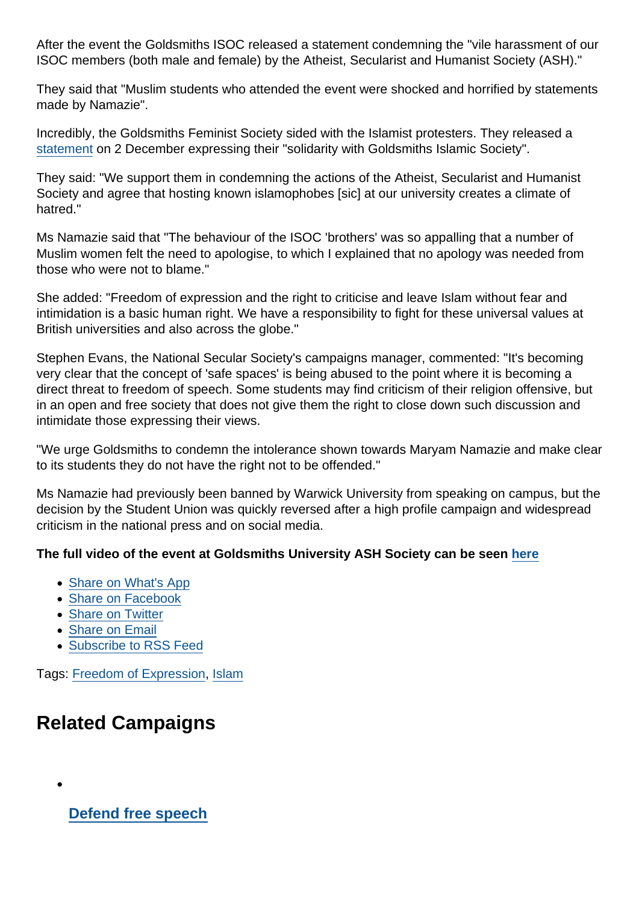After the event the Goldsmiths ISOC released a statement condemning the "vile harassment of our ISOC members (both male and female) by the Atheist, Secularist and Humanist Society (ASH)."

They said that "Muslim students who attended the event were shocked and horrified by statements made by Namazie".

Incredibly, the Goldsmiths Feminist Society sided with the Islamist protesters. They released a statement on 2 December expressing their "solidarity with Goldsmiths Islamic Society".

They said: "We support them in condemning the actions of the Atheist, Secularist and Humanist Society and agree that hosting known islamophobes [sic] at our university creates a climate of hatred."

Ms Namazie said that "The behaviour of the ISOC 'brothers' was so appalling that a number of Muslim women felt the need to apologise, to which I explained that no apology was needed from those who were not to blame."

She added: "Freedom of expression and the right to criticise and leave Islam without fear and intimidation is a basic human right. We have a responsibility to fight for these universal values at British universities and also across the globe."

Stephen Evans, the National Secular Society's campaigns manager, commented: "It's becoming very clear that the concept of 'safe spaces' is being abused to the point where it is becoming a direct threat to freedom of speech. Some students may find criticism of their religion offensive, but in an open and free society that does not give them the right to close down such discussion and intimidate those expressing their views.

"We urge Goldsmiths to condemn the intolerance shown towards Maryam Namazie and make clear to its students they do not have the right not to be offended."

Ms Namazie had previously been banned by Warwick University from speaking on campus, but the decision by the Student Union was quickly reversed after a high profile campaign and widespread criticism in the national press and on social media.

**The full video of the event at Goldsmiths University ASH Society can be seen here**

- Share on What's App
- Share on Facebook
- Share on Twitter
- Share on Email
- Subscribe to RSS Feed

Tags: Freedom of Expression, Islam

## Related Campaigns

- **Defend free speech**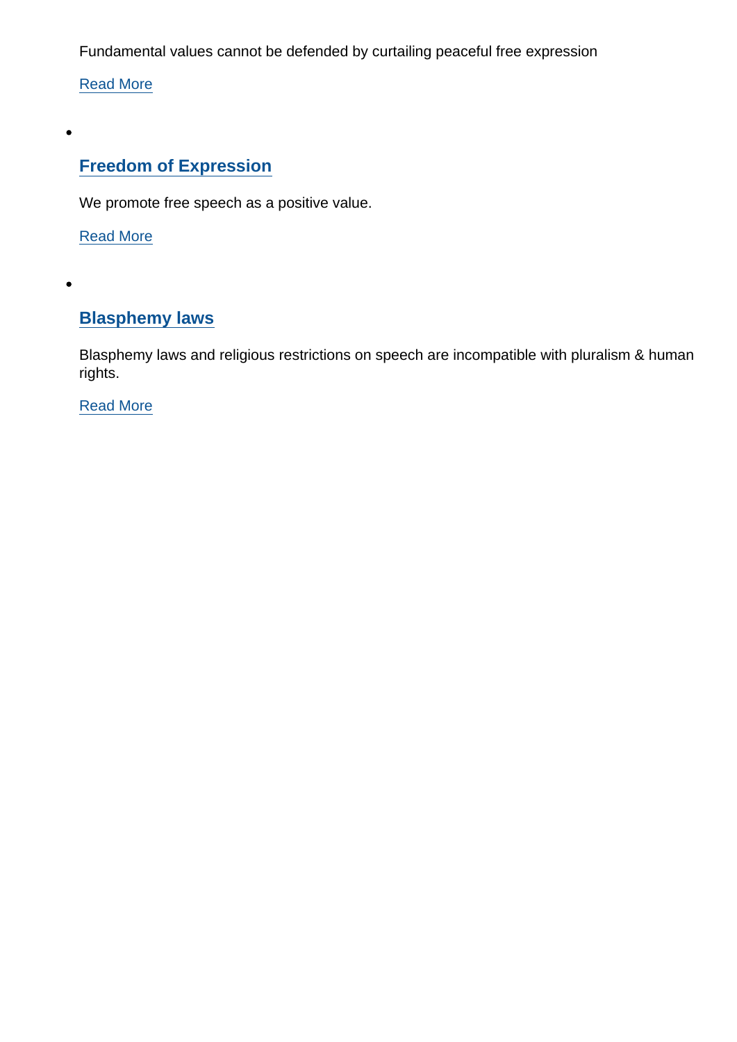Fundamental values cannot be defended by curtailing peaceful free expression

Read More

- ### Freedom of Expression

  We promote free speech as a positive value.

  Read More

- ### Blasphemy laws

  Blasphemy laws and religious restrictions on speech are incompatible with pluralism & human rights.

  Read More